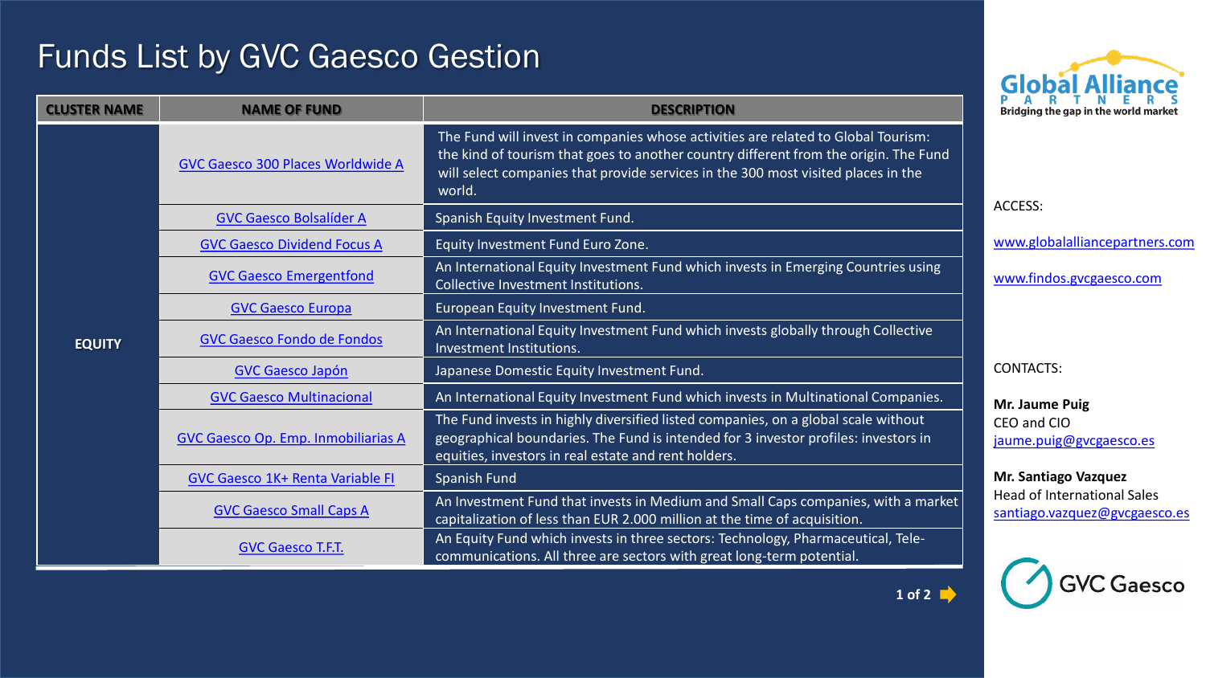# Funds List by GVC Gaesco Gestion

| CLUSTER NAME | NAME OF FUND | DESCRIPTION |
|---|---|---|
| EQUITY | GVC Gaesco 300 Places Worldwide A | The Fund will invest in companies whose activities are related to Global Tourism: the kind of tourism that goes to another country different from the origin. The Fund will select companies that provide services in the 300 most visited places in the world. |
| | GVC Gaesco Bolsalíder A | Spanish Equity Investment Fund. |
| | GVC Gaesco Dividend Focus A | Equity Investment Fund Euro Zone. |
| | GVC Gaesco Emergentfond | An International Equity Investment Fund which invests in Emerging Countries using Collective Investment Institutions. |
| | GVC Gaesco Europa | European Equity Investment Fund. |
| | GVC Gaesco Fondo de Fondos | An International Equity Investment Fund which invests globally through Collective Investment Institutions. |
| | GVC Gaesco Japón | Japanese Domestic Equity Investment Fund. |
| | GVC Gaesco Multinacional | An International Equity Investment Fund which invests in Multinational Companies. |
| | GVC Gaesco Op. Emp. Inmobiliarias A | The Fund invests in highly diversified listed companies, on a global scale without geographical boundaries. The Fund is intended for 3 investor profiles: investors in equities, investors in real estate and rent holders. |
| | GVC Gaesco 1K+ Renta Variable FI | Spanish Fund |
| | GVC Gaesco Small Caps A | An Investment Fund that invests in Medium and Small Caps companies, with a market capitalization of less than EUR 2.000 million at the time of acquisition. |
| | GVC Gaesco T.F.T. | An Equity Fund which invests in three sectors: Technology, Pharmaceutical, Tele-communications. All three are sectors with great long-term potential. |

**Global Alliance PARTNERS**
Bridging the gap in the world market

ACCESS:

www.globalalliancepartners.com

www.findos.gvcgaesco.com

CONTACTS:

**Mr. Jaume Puig**
CEO and CIO
jaume.puig@gvcgaesco.es

**Mr. Santiago Vazquez**
Head of International Sales
santiago.vazquez@gvcgaesco.es

GVC Gaesco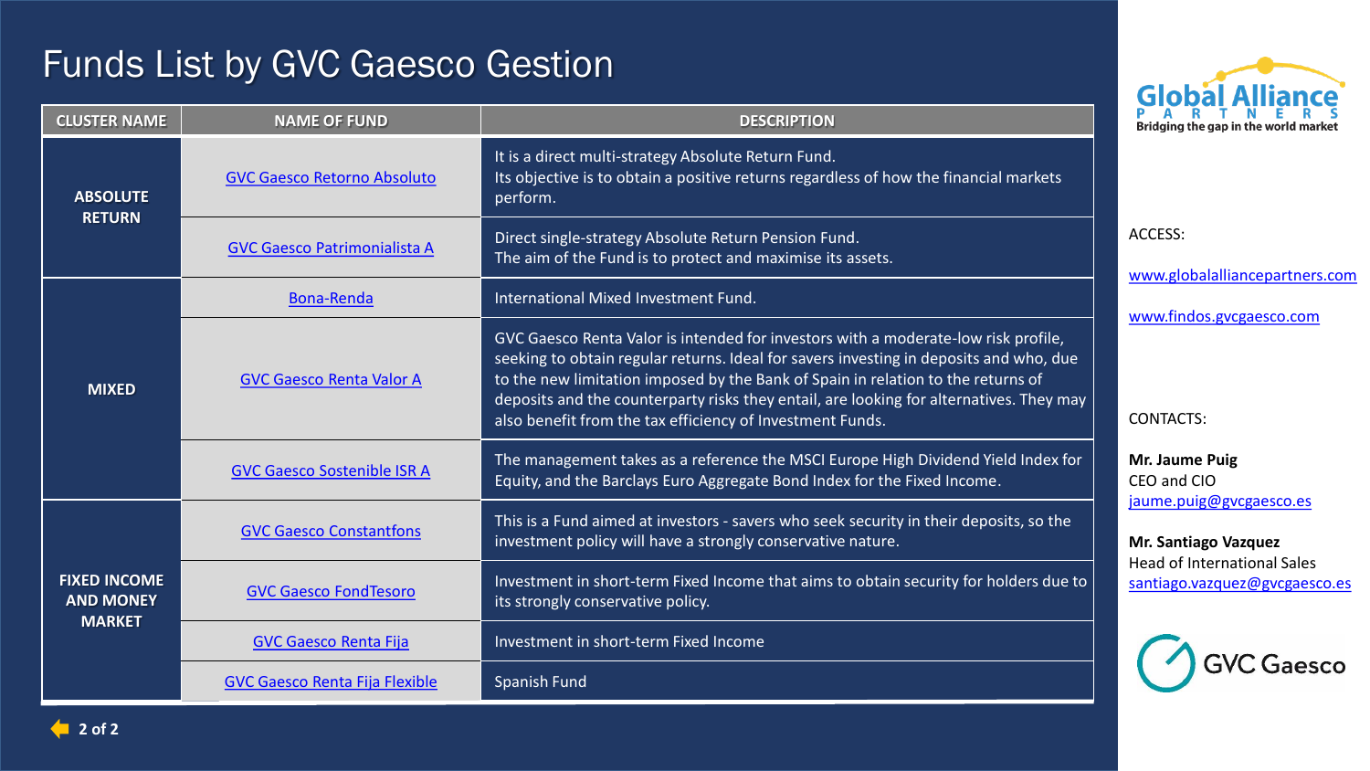# Funds List by GVC Gaesco Gestion

| CLUSTER NAME | NAME OF FUND | DESCRIPTION |
| --- | --- | --- |
| ABSOLUTE RETURN | GVC Gaesco Retorno Absoluto | It is a direct multi-strategy Absolute Return Fund. Its objective is to obtain a positive returns regardless of how the financial markets perform. |
| | GVC Gaesco Patrimonialista A | Direct single-strategy Absolute Return Pension Fund. The aim of the Fund is to protect and maximise its assets. |
| MIXED | Bona-Renda | International Mixed Investment Fund. |
| | GVC Gaesco Renta Valor A | GVC Gaesco Renta Valor is intended for investors with a moderate-low risk profile, seeking to obtain regular returns. Ideal for savers investing in deposits and who, due to the new limitation imposed by the Bank of Spain in relation to the returns of deposits and the counterparty risks they entail, are looking for alternatives. They may also benefit from the tax efficiency of Investment Funds. |
| | GVC Gaesco Sostenible ISR A | The management takes as a reference the MSCI Europe High Dividend Yield Index for Equity, and the Barclays Euro Aggregate Bond Index for the Fixed Income. |
| FIXED INCOME AND MONEY MARKET | GVC Gaesco Constantfons | This is a Fund aimed at investors - savers who seek security in their deposits, so the investment policy will have a strongly conservative nature. |
| | GVC Gaesco FondTesoro | Investment in short-term Fixed Income that aims to obtain security for holders due to its strongly conservative policy. |
| | GVC Gaesco Renta Fija | Investment in short-term Fixed Income |
| | GVC Gaesco Renta Fija Flexible | Spanish Fund |

Global Alliance PARTNERS
Bridging the gap in the world market

ACCESS:

www.globalalliancepartners.com

www.findos.gvcgaesco.com

CONTACTS:

**Mr. Jaume Puig**
CEO and CIO
jaume.puig@gvcgaesco.es

**Mr. Santiago Vazquez**
Head of International Sales
santiago.vazquez@gvcgaesco.es

GVC Gaesco